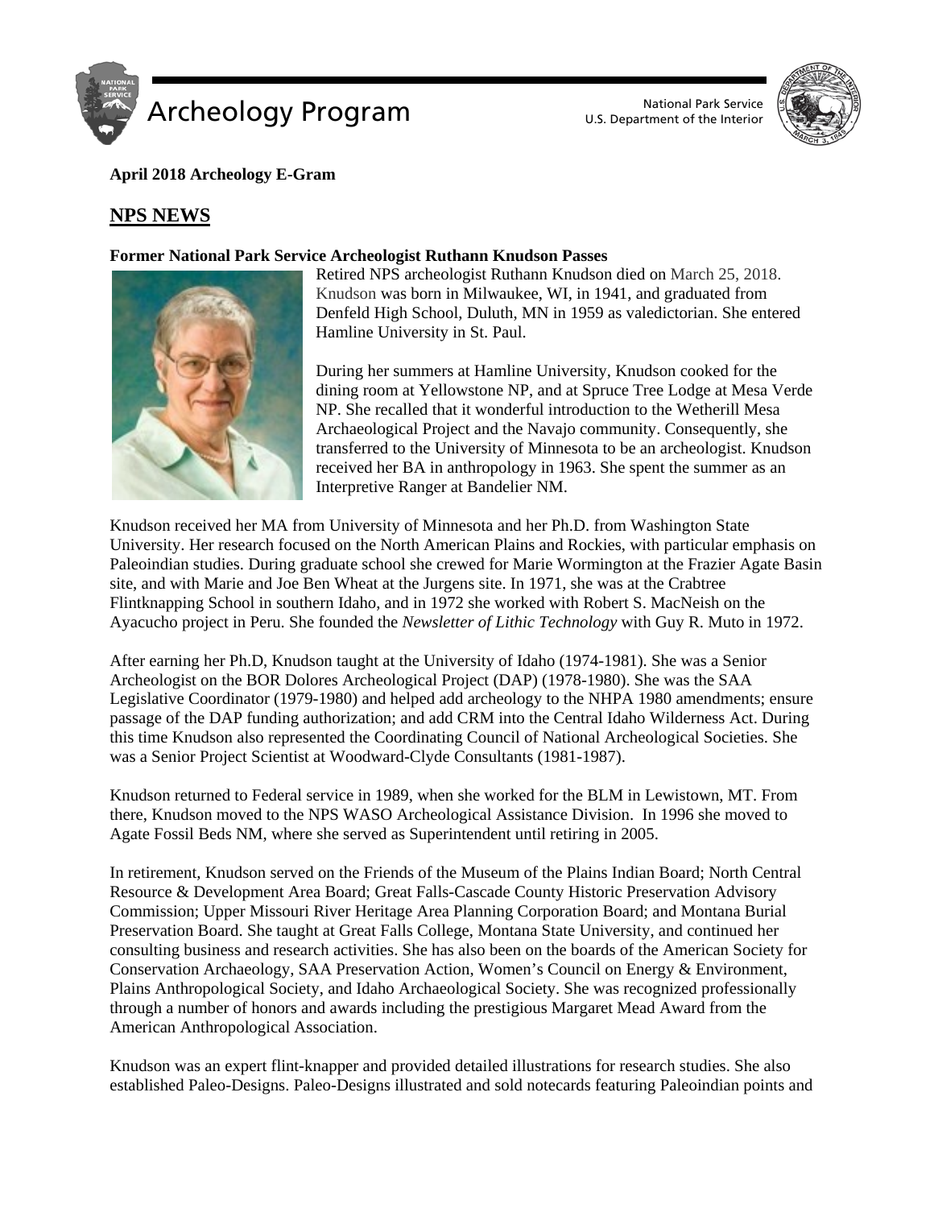**April 2018 Archeology E-Gram**

## NPS NEWS

**Former National Park Service Archeologist Ruthann Knudson Passes**

Retired NPS archeologist Ruthann Knudson died on March 25, 2018. Knudson was born in Milwaukee, WI, in 1941, and graduated from Denfeld High School, Duluth, MN in 1959 as valedictorian. She entered Hamline University in St. Paul.

During her summers at Hamline University, Knudson cooked for the dining room at Yellowstone NP, and at Spruce Tree Lodge at Mesa Verde NP. She recalled that it wonderful introduction to the Wetherill Mesa Archaeological Project and the Navajo community. Consequently, she transferred to the University of Minnesota to be an archeologist. Knudson received her BA in anthropology in 1963. She spent the summer as an Interpretive Ranger at Bandelier NM.

Knudson received her MA from University of Minnesota and her Ph.D. from Washington State University. Her research focused on the North American Plains and Rockies, with particular emphasis on Paleoindian studies. During graduate school she crewed for Marie Wormington at the Frazier Agate Basin site, and with Marie and Joe Ben Wheat at the Jurgens site. In 1971, she was at the Crabtree Flintknapping School in southern Idaho, and in 1972 she worked with Robert S. MacNeish on the Ayacucho project in Peru. She founded the *Newsletter of Lithic Technology* with Guy R. Muto in 1972.

After earning her Ph.D, Knudson taught at the University of Idaho (1974-1981). She was a Senior Archeologist on the BOR Dolores Archeological Project (DAP) (1978-1980). She was the SAA Legislative Coordinator (1979-1980) and helped add archeology to the NHPA 1980 amendments; ensure passage of the DAP funding authorization; and add CRM into the Central Idaho Wilderness Act. During this time Knudson also represented the Coordinating Council of National Archeological Societies. She was a Senior Project Scientist at Woodward-Clyde Consultants (1981-1987).

Knudson returned to Federal service in 1989, when she worked for the BLM in Lewistown, MT. From there, Knudson moved to the NPS WASO Archeological Assistance Division. In 1996 she moved to Agate Fossil Beds NM, where she served as Superintendent until retiring in 2005.

In retirement, Knudson served on the Friends of the Museum of the Plains Indian Board; North Central Resource & Development Area Board; Great Falls-Cascade County Historic Preservation Advisory Commission; Upper Missouri River Heritage Area Planning Corporation Board; and Montana Burial Preservation Board. She taught at Great Falls College, Montana State University, and continued her consulting business and research activities. She has also been on the boards of the American Society for Conservation Archaeology, SAA Preservation Action, Women's Council on Energy & Environment, Plains Anthropological Society, and Idaho Archaeological Society. She was recognized professionally through a number of honors and awards including the prestigious Margaret Mead Award from the American Anthropological Association.

Knudson was an expert flint-knapper and provided detailed illustrations for research studies. She also established Paleo-Designs. Paleo-Designs illustrated and sold notecards featuring Paleoindian points and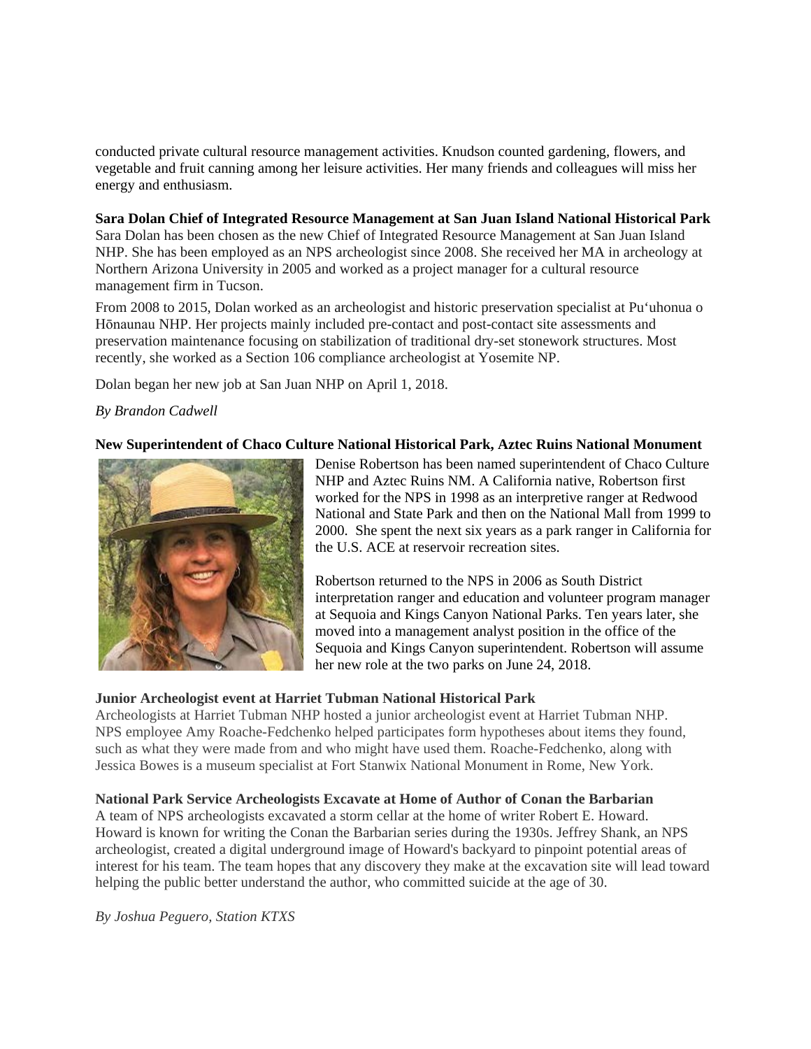conducted private cultural resource management activities. Knudson counted gardening, flowers, and vegetable and fruit canning among her leisure activities. Her many friends and colleagues will miss her energy and enthusiasm.

**Sara Dolan Chief of Integrated Resource Management at San Juan Island National Historical Park**

Sara Dolan has been chosen as the new Chief of Integrated Resource Management at San Juan Island NHP. She has been employed as an NPS archeologist since 2008. She received her MA in archeology at Northern Arizona University in 2005 and worked as a project manager for a cultural resource management firm in Tucson.

From 2008 to 2015, Dolan worked as an archeologist and historic preservation specialist at Pu‘uhonua o Hōnaunau NHP. Her projects mainly included pre-contact and post-contact site assessments and preservation maintenance focusing on stabilization of traditional dry-set stonework structures. Most recently, she worked as a Section 106 compliance archeologist at Yosemite NP.

Dolan began her new job at San Juan NHP on April 1, 2018.

*By Brandon Cadwell*

**New Superintendent of Chaco Culture National Historical Park, Aztec Ruins National Monument**

Denise Robertson has been named superintendent of Chaco Culture NHP and Aztec Ruins NM. A California native, Robertson first worked for the NPS in 1998 as an interpretive ranger at Redwood National and State Park and then on the National Mall from 1999 to 2000. She spent the next six years as a park ranger in California for the U.S. ACE at reservoir recreation sites.

Robertson returned to the NPS in 2006 as South District interpretation ranger and education and volunteer program manager at Sequoia and Kings Canyon National Parks. Ten years later, she moved into a management analyst position in the office of the Sequoia and Kings Canyon superintendent. Robertson will assume her new role at the two parks on June 24, 2018.

**Junior Archeologist event at Harriet Tubman National Historical Park**

Archeologists at Harriet Tubman NHP hosted a junior archeologist event at Harriet Tubman NHP. NPS employee Amy Roache-Fedchenko helped participates form hypotheses about items they found, such as what they were made from and who might have used them. Roache-Fedchenko, along with Jessica Bowes is a museum specialist at Fort Stanwix National Monument in Rome, New York.

**National Park Service Archeologists Excavate at Home of Author of Conan the Barbarian**

A team of NPS archeologists excavated a storm cellar at the home of writer Robert E. Howard. Howard is known for writing the Conan the Barbarian series during the 1930s. Jeffrey Shank, an NPS archeologist, created a digital underground image of Howard's backyard to pinpoint potential areas of interest for his team. The team hopes that any discovery they make at the excavation site will lead toward helping the public better understand the author, who committed suicide at the age of 30.

*By Joshua Peguero, Station KTXS*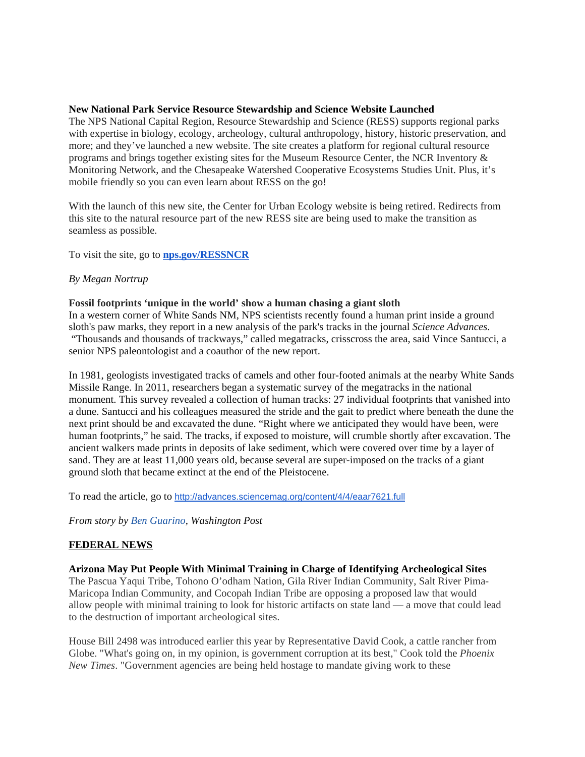**New National Park Service Resource Stewardship and Science Website Launched**
The NPS National Capital Region, Resource Stewardship and Science (RESS) supports regional parks with expertise in biology, ecology, archeology, cultural anthropology, history, historic preservation, and more; and they've launched a new website. The site creates a platform for regional cultural resource programs and brings together existing sites for the Museum Resource Center, the NCR Inventory & Monitoring Network, and the Chesapeake Watershed Cooperative Ecosystems Studies Unit. Plus, it's mobile friendly so you can even learn about RESS on the go!

With the launch of this new site, the Center for Urban Ecology website is being retired. Redirects from this site to the natural resource part of the new RESS site are being used to make the transition as seamless as possible.

To visit the site, go to **nps.gov/RESSNCR**

*By Megan Nortrup*

**Fossil footprints 'unique in the world' show a human chasing a giant sloth**
In a western corner of White Sands NM, NPS scientists recently found a human print inside a ground sloth's paw marks, they report in a new analysis of the park's tracks in the journal *Science Advances*. "Thousands and thousands of trackways," called megatracks, crisscross the area, said Vince Santucci, a senior NPS paleontologist and a coauthor of the new report.

In 1981, geologists investigated tracks of camels and other four-footed animals at the nearby White Sands Missile Range. In 2011, researchers began a systematic survey of the megatracks in the national monument. This survey revealed a collection of human tracks: 27 individual footprints that vanished into a dune. Santucci and his colleagues measured the stride and the gait to predict where beneath the dune the next print should be and excavated the dune. "Right where we anticipated they would have been, were human footprints," he said. The tracks, if exposed to moisture, will crumble shortly after excavation. The ancient walkers made prints in deposits of lake sediment, which were covered over time by a layer of sand. They are at least 11,000 years old, because several are super-imposed on the tracks of a giant ground sloth that became extinct at the end of the Pleistocene.

To read the article, go to http://advances.sciencemag.org/content/4/4/eaar7621.full

*From story by Ben Guarino, Washington Post*

## FEDERAL NEWS

**Arizona May Put People With Minimal Training in Charge of Identifying Archeological Sites**
The Pascua Yaqui Tribe, Tohono O'odham Nation, Gila River Indian Community, Salt River Pima-Maricopa Indian Community, and Cocopah Indian Tribe are opposing a proposed law that would allow people with minimal training to look for historic artifacts on state land — a move that could lead to the destruction of important archeological sites.

House Bill 2498 was introduced earlier this year by Representative David Cook, a cattle rancher from Globe. "What's going on, in my opinion, is government corruption at its best," Cook told the *Phoenix New Times*. "Government agencies are being held hostage to mandate giving work to these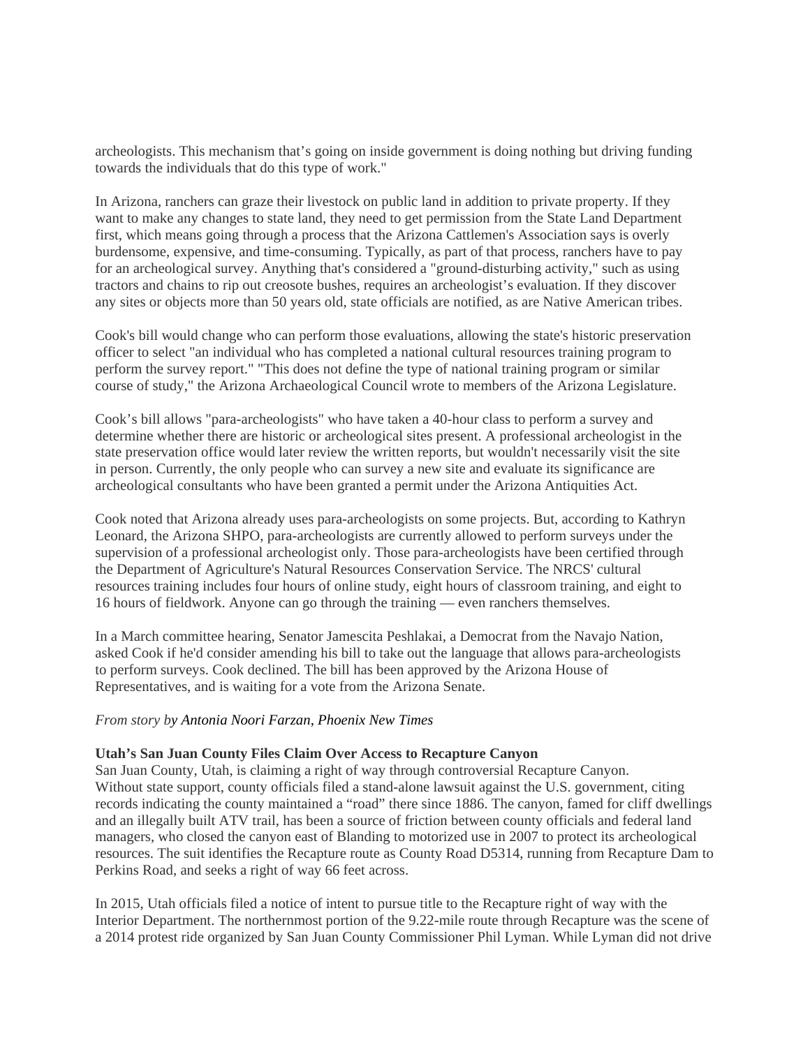archeologists. This mechanism that's going on inside government is doing nothing but driving funding towards the individuals that do this type of work."

In Arizona, ranchers can graze their livestock on public land in addition to private property. If they want to make any changes to state land, they need to get permission from the State Land Department first, which means going through a process that the Arizona Cattlemen's Association says is overly burdensome, expensive, and time-consuming. Typically, as part of that process, ranchers have to pay for an archeological survey. Anything that's considered a "ground-disturbing activity," such as using tractors and chains to rip out creosote bushes, requires an archeologist's evaluation. If they discover any sites or objects more than 50 years old, state officials are notified, as are Native American tribes.

Cook's bill would change who can perform those evaluations, allowing the state's historic preservation officer to select "an individual who has completed a national cultural resources training program to perform the survey report." "This does not define the type of national training program or similar course of study," the Arizona Archaeological Council wrote to members of the Arizona Legislature.

Cook's bill allows "para-archeologists" who have taken a 40-hour class to perform a survey and determine whether there are historic or archeological sites present. A professional archeologist in the state preservation office would later review the written reports, but wouldn't necessarily visit the site in person. Currently, the only people who can survey a new site and evaluate its significance are archeological consultants who have been granted a permit under the Arizona Antiquities Act.

Cook noted that Arizona already uses para-archeologists on some projects. But, according to Kathryn Leonard, the Arizona SHPO, para-archeologists are currently allowed to perform surveys under the supervision of a professional archeologist only. Those para-archeologists have been certified through the Department of Agriculture's Natural Resources Conservation Service. The NRCS' cultural resources training includes four hours of online study, eight hours of classroom training, and eight to 16 hours of fieldwork. Anyone can go through the training — even ranchers themselves.

In a March committee hearing, Senator Jamescita Peshlakai, a Democrat from the Navajo Nation, asked Cook if he'd consider amending his bill to take out the language that allows para-archeologists to perform surveys. Cook declined. The bill has been approved by the Arizona House of Representatives, and is waiting for a vote from the Arizona Senate.

*From story by Antonia Noori Farzan, Phoenix New Times*

**Utah's San Juan County Files Claim Over Access to Recapture Canyon**

San Juan County, Utah, is claiming a right of way through controversial Recapture Canyon. Without state support, county officials filed a stand-alone lawsuit against the U.S. government, citing records indicating the county maintained a "road" there since 1886. The canyon, famed for cliff dwellings and an illegally built ATV trail, has been a source of friction between county officials and federal land managers, who closed the canyon east of Blanding to motorized use in 2007 to protect its archeological resources. The suit identifies the Recapture route as County Road D5314, running from Recapture Dam to Perkins Road, and seeks a right of way 66 feet across.

In 2015, Utah officials filed a notice of intent to pursue title to the Recapture right of way with the Interior Department. The northernmost portion of the 9.22-mile route through Recapture was the scene of a 2014 protest ride organized by San Juan County Commissioner Phil Lyman. While Lyman did not drive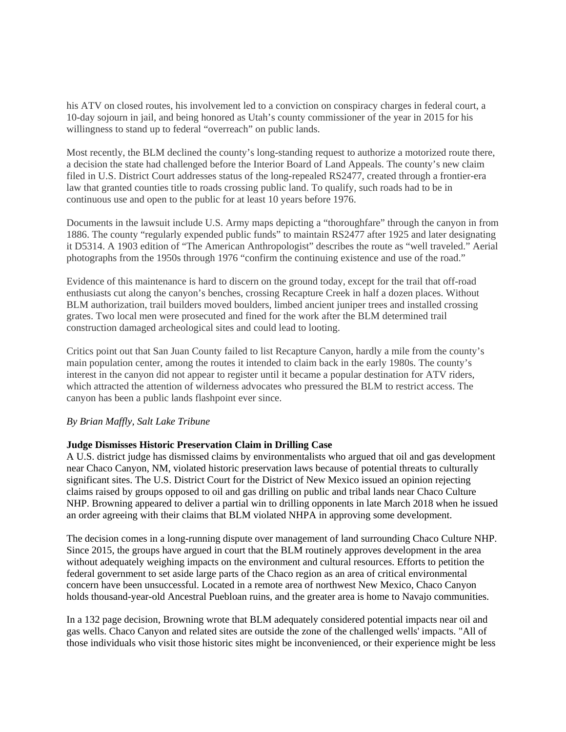his ATV on closed routes, his involvement led to a conviction on conspiracy charges in federal court, a 10-day sojourn in jail, and being honored as Utah's county commissioner of the year in 2015 for his willingness to stand up to federal "overreach" on public lands.

Most recently, the BLM declined the county's long-standing request to authorize a motorized route there, a decision the state had challenged before the Interior Board of Land Appeals. The county's new claim filed in U.S. District Court addresses status of the long-repealed RS2477, created through a frontier-era law that granted counties title to roads crossing public land. To qualify, such roads had to be in continuous use and open to the public for at least 10 years before 1976.

Documents in the lawsuit include U.S. Army maps depicting a "thoroughfare" through the canyon in from 1886. The county "regularly expended public funds" to maintain RS2477 after 1925 and later designating it D5314. A 1903 edition of "The American Anthropologist" describes the route as "well traveled." Aerial photographs from the 1950s through 1976 "confirm the continuing existence and use of the road."

Evidence of this maintenance is hard to discern on the ground today, except for the trail that off-road enthusiasts cut along the canyon's benches, crossing Recapture Creek in half a dozen places. Without BLM authorization, trail builders moved boulders, limbed ancient juniper trees and installed crossing grates. Two local men were prosecuted and fined for the work after the BLM determined trail construction damaged archeological sites and could lead to looting.

Critics point out that San Juan County failed to list Recapture Canyon, hardly a mile from the county's main population center, among the routes it intended to claim back in the early 1980s. The county's interest in the canyon did not appear to register until it became a popular destination for ATV riders, which attracted the attention of wilderness advocates who pressured the BLM to restrict access. The canyon has been a public lands flashpoint ever since.

*By Brian Maffly, Salt Lake Tribune*

**Judge Dismisses Historic Preservation Claim in Drilling Case**

A U.S. district judge has dismissed claims by environmentalists who argued that oil and gas development near Chaco Canyon, NM, violated historic preservation laws because of potential threats to culturally significant sites. The U.S. District Court for the District of New Mexico issued an opinion rejecting claims raised by groups opposed to oil and gas drilling on public and tribal lands near Chaco Culture NHP. Browning appeared to deliver a partial win to drilling opponents in late March 2018 when he issued an order agreeing with their claims that BLM violated NHPA in approving some development.

The decision comes in a long-running dispute over management of land surrounding Chaco Culture NHP. Since 2015, the groups have argued in court that the BLM routinely approves development in the area without adequately weighing impacts on the environment and cultural resources. Efforts to petition the federal government to set aside large parts of the Chaco region as an area of critical environmental concern have been unsuccessful. Located in a remote area of northwest New Mexico, Chaco Canyon holds thousand-year-old Ancestral Puebloan ruins, and the greater area is home to Navajo communities.

In a 132 page decision, Browning wrote that BLM adequately considered potential impacts near oil and gas wells. Chaco Canyon and related sites are outside the zone of the challenged wells' impacts. "All of those individuals who visit those historic sites might be inconvenienced, or their experience might be less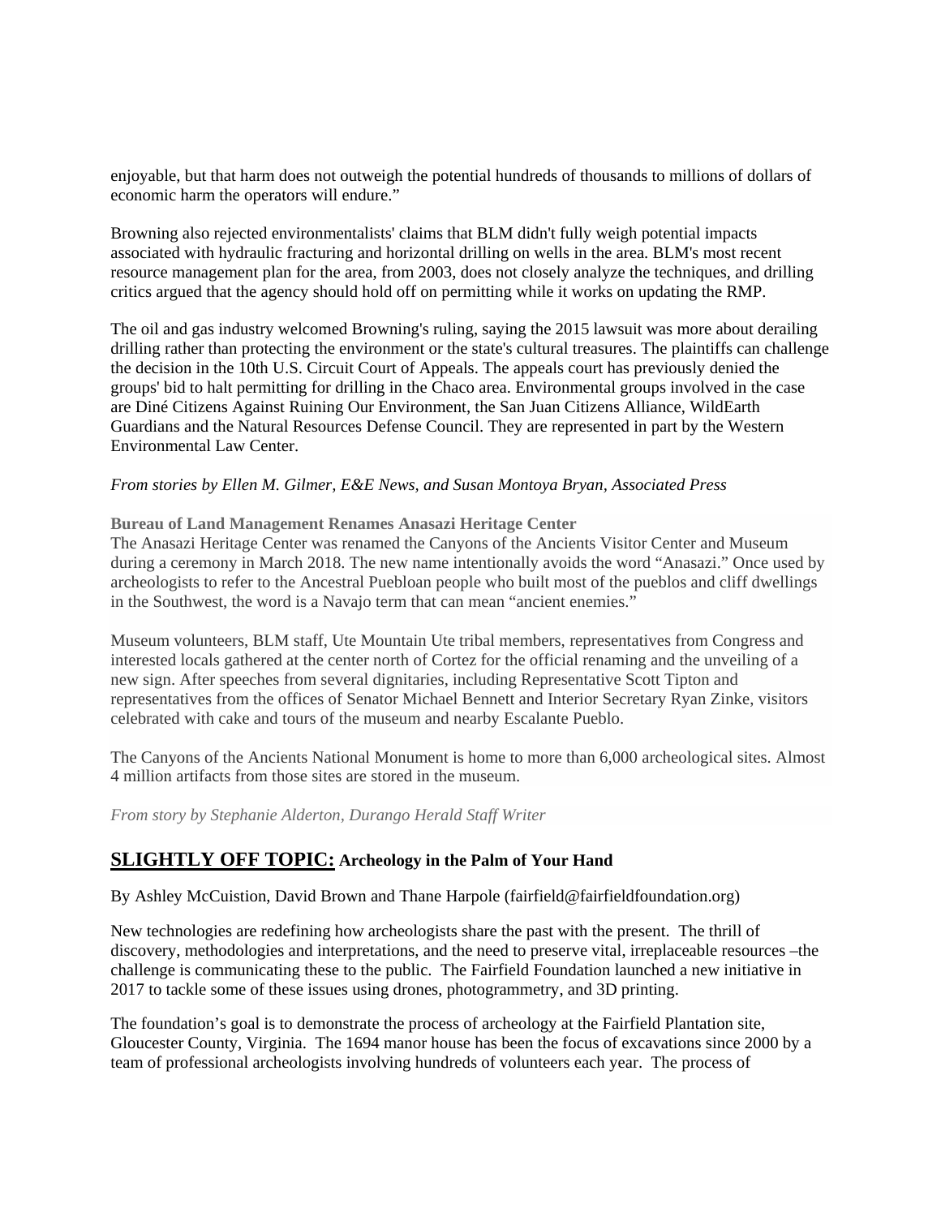enjoyable, but that harm does not outweigh the potential hundreds of thousands to millions of dollars of economic harm the operators will endure."

Browning also rejected environmentalists' claims that BLM didn't fully weigh potential impacts associated with hydraulic fracturing and horizontal drilling on wells in the area. BLM's most recent resource management plan for the area, from 2003, does not closely analyze the techniques, and drilling critics argued that the agency should hold off on permitting while it works on updating the RMP.

The oil and gas industry welcomed Browning's ruling, saying the 2015 lawsuit was more about derailing drilling rather than protecting the environment or the state's cultural treasures. The plaintiffs can challenge the decision in the 10th U.S. Circuit Court of Appeals. The appeals court has previously denied the groups' bid to halt permitting for drilling in the Chaco area. Environmental groups involved in the case are Diné Citizens Against Ruining Our Environment, the San Juan Citizens Alliance, WildEarth Guardians and the Natural Resources Defense Council. They are represented in part by the Western Environmental Law Center.

*From stories by Ellen M. Gilmer, E&E News, and Susan Montoya Bryan, Associated Press*

**Bureau of Land Management Renames Anasazi Heritage Center**

The Anasazi Heritage Center was renamed the Canyons of the Ancients Visitor Center and Museum during a ceremony in March 2018. The new name intentionally avoids the word "Anasazi." Once used by archeologists to refer to the Ancestral Puebloan people who built most of the pueblos and cliff dwellings in the Southwest, the word is a Navajo term that can mean "ancient enemies."

Museum volunteers, BLM staff, Ute Mountain Ute tribal members, representatives from Congress and interested locals gathered at the center north of Cortez for the official renaming and the unveiling of a new sign. After speeches from several dignitaries, including Representative Scott Tipton and representatives from the offices of Senator Michael Bennett and Interior Secretary Ryan Zinke, visitors celebrated with cake and tours of the museum and nearby Escalante Pueblo.

The Canyons of the Ancients National Monument is home to more than 6,000 archeological sites. Almost 4 million artifacts from those sites are stored in the museum.

*From story by Stephanie Alderton, Durango Herald Staff Writer*

## SLIGHTLY OFF TOPIC: Archeology in the Palm of Your Hand

By Ashley McCuistion, David Brown and Thane Harpole (fairfield@fairfieldfoundation.org)

New technologies are redefining how archeologists share the past with the present. The thrill of discovery, methodologies and interpretations, and the need to preserve vital, irreplaceable resources –the challenge is communicating these to the public. The Fairfield Foundation launched a new initiative in 2017 to tackle some of these issues using drones, photogrammetry, and 3D printing.

The foundation's goal is to demonstrate the process of archeology at the Fairfield Plantation site, Gloucester County, Virginia. The 1694 manor house has been the focus of excavations since 2000 by a team of professional archeologists involving hundreds of volunteers each year. The process of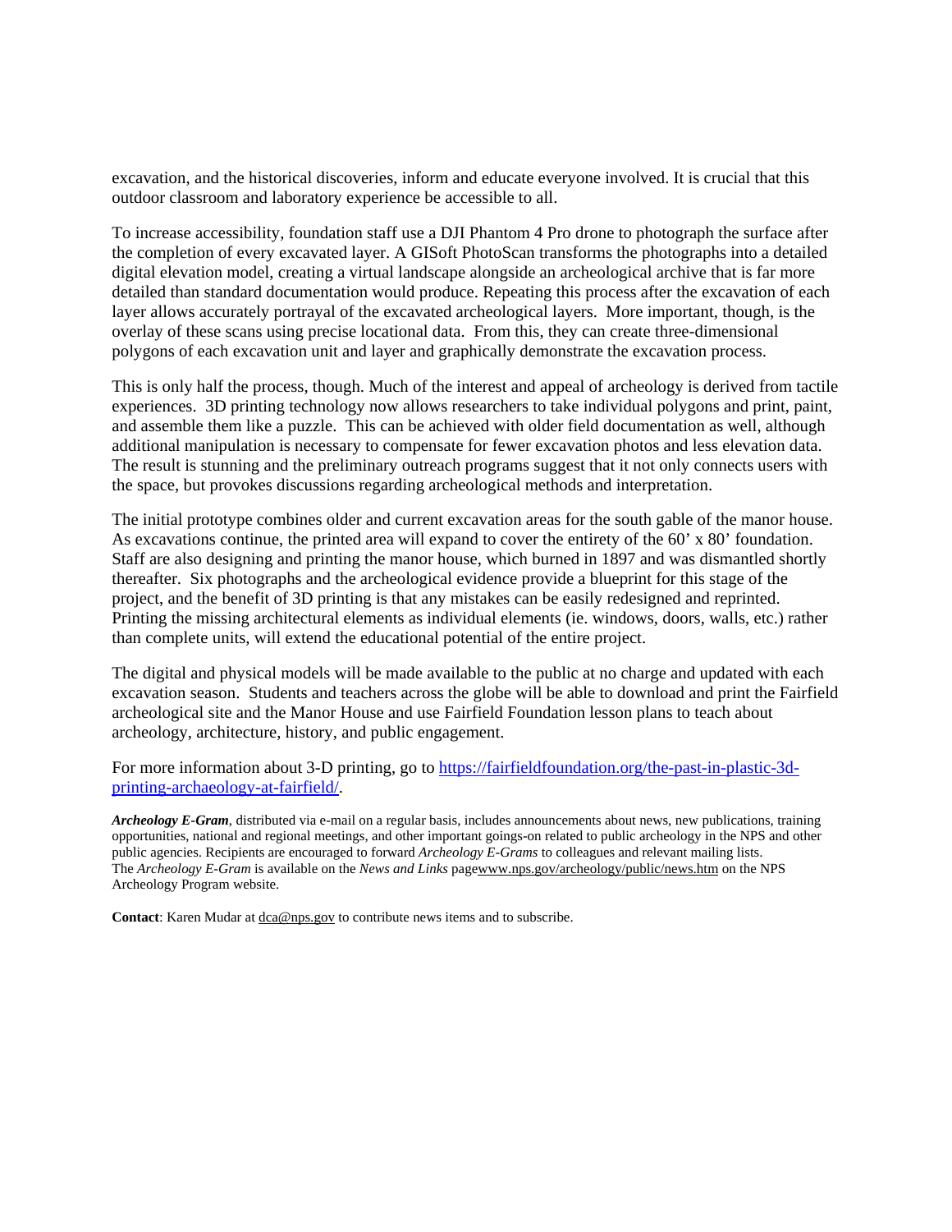excavation, and the historical discoveries, inform and educate everyone involved. It is crucial that this outdoor classroom and laboratory experience be accessible to all.

To increase accessibility, foundation staff use a DJI Phantom 4 Pro drone to photograph the surface after the completion of every excavated layer. A GISoft PhotoScan transforms the photographs into a detailed digital elevation model, creating a virtual landscape alongside an archeological archive that is far more detailed than standard documentation would produce. Repeating this process after the excavation of each layer allows accurately portrayal of the excavated archeological layers. More important, though, is the overlay of these scans using precise locational data. From this, they can create three-dimensional polygons of each excavation unit and layer and graphically demonstrate the excavation process.

This is only half the process, though. Much of the interest and appeal of archeology is derived from tactile experiences. 3D printing technology now allows researchers to take individual polygons and print, paint, and assemble them like a puzzle. This can be achieved with older field documentation as well, although additional manipulation is necessary to compensate for fewer excavation photos and less elevation data. The result is stunning and the preliminary outreach programs suggest that it not only connects users with the space, but provokes discussions regarding archeological methods and interpretation.

The initial prototype combines older and current excavation areas for the south gable of the manor house. As excavations continue, the printed area will expand to cover the entirety of the 60' x 80' foundation. Staff are also designing and printing the manor house, which burned in 1897 and was dismantled shortly thereafter. Six photographs and the archeological evidence provide a blueprint for this stage of the project, and the benefit of 3D printing is that any mistakes can be easily redesigned and reprinted. Printing the missing architectural elements as individual elements (ie. windows, doors, walls, etc.) rather than complete units, will extend the educational potential of the entire project.

The digital and physical models will be made available to the public at no charge and updated with each excavation season. Students and teachers across the globe will be able to download and print the Fairfield archeological site and the Manor House and use Fairfield Foundation lesson plans to teach about archeology, architecture, history, and public engagement.

For more information about 3-D printing, go to [https://fairfieldfoundation.org/the-past-in-plastic-3d-printing-archaeology-at-fairfield/](https://fairfieldfoundation.org/the-past-in-plastic-3d-printing-archaeology-at-fairfield/).

***Archeology E-Gram***, distributed via e-mail on a regular basis, includes announcements about news, new publications, training opportunities, national and regional meetings, and other important goings-on related to public archeology in the NPS and other public agencies. Recipients are encouraged to forward *Archeology E-Grams* to colleagues and relevant mailing lists. The *Archeology E-Gram* is available on the *News and Links* pagewww.nps.gov/archeology/public/news.htm on the NPS Archeology Program website.

**Contact**: Karen Mudar at dca@nps.gov to contribute news items and to subscribe.